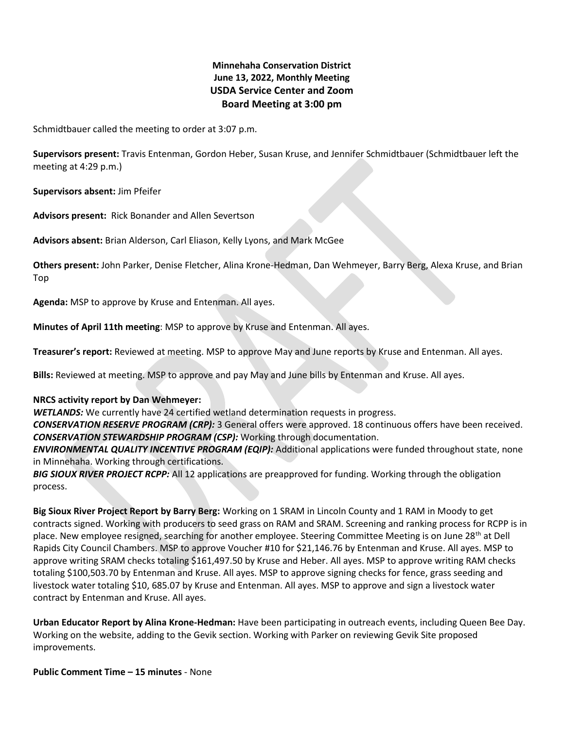**Minnehaha Conservation District**
**June 13, 2022, Monthly Meeting**
**USDA Service Center and Zoom**
**Board Meeting at 3:00 pm**

Schmidtbauer called the meeting to order at 3:07 p.m.

**Supervisors present:** Travis Entenman, Gordon Heber, Susan Kruse, and Jennifer Schmidtbauer (Schmidtbauer left the meeting at 4:29 p.m.)

**Supervisors absent:** Jim Pfeifer

**Advisors present:** Rick Bonander and Allen Severtson

**Advisors absent:** Brian Alderson, Carl Eliason, Kelly Lyons, and Mark McGee

**Others present:** John Parker, Denise Fletcher, Alina Krone-Hedman, Dan Wehmeyer, Barry Berg, Alexa Kruse, and Brian Top

**Agenda:** MSP to approve by Kruse and Entenman. All ayes.

**Minutes of April 11th meeting**: MSP to approve by Kruse and Entenman. All ayes.

**Treasurer's report:** Reviewed at meeting. MSP to approve May and June reports by Kruse and Entenman. All ayes.

**Bills:** Reviewed at meeting. MSP to approve and pay May and June bills by Entenman and Kruse. All ayes.

**NRCS activity report by Dan Wehmeyer:**
***WETLANDS:*** We currently have 24 certified wetland determination requests in progress.
***CONSERVATION RESERVE PROGRAM (CRP):*** 3 General offers were approved. 18 continuous offers have been received.
***CONSERVATION STEWARDSHIP PROGRAM (CSP):*** Working through documentation.
***ENVIRONMENTAL QUALITY INCENTIVE PROGRAM (EQIP):*** Additional applications were funded throughout state, none in Minnehaha. Working through certifications.
***BIG SIOUX RIVER PROJECT RCPP:*** All 12 applications are preapproved for funding. Working through the obligation process.

**Big Sioux River Project Report by Barry Berg:** Working on 1 SRAM in Lincoln County and 1 RAM in Moody to get contracts signed. Working with producers to seed grass on RAM and SRAM. Screening and ranking process for RCPP is in place. New employee resigned, searching for another employee. Steering Committee Meeting is on June 28th at Dell Rapids City Council Chambers. MSP to approve Voucher #10 for $21,146.76 by Entenman and Kruse. All ayes. MSP to approve writing SRAM checks totaling $161,497.50 by Kruse and Heber. All ayes. MSP to approve writing RAM checks totaling $100,503.70 by Entenman and Kruse. All ayes. MSP to approve signing checks for fence, grass seeding and livestock water totaling $10, 685.07 by Kruse and Entenman. All ayes. MSP to approve and sign a livestock water contract by Entenman and Kruse. All ayes.

**Urban Educator Report by Alina Krone-Hedman:** Have been participating in outreach events, including Queen Bee Day. Working on the website, adding to the Gevik section. Working with Parker on reviewing Gevik Site proposed improvements.

**Public Comment Time – 15 minutes** - None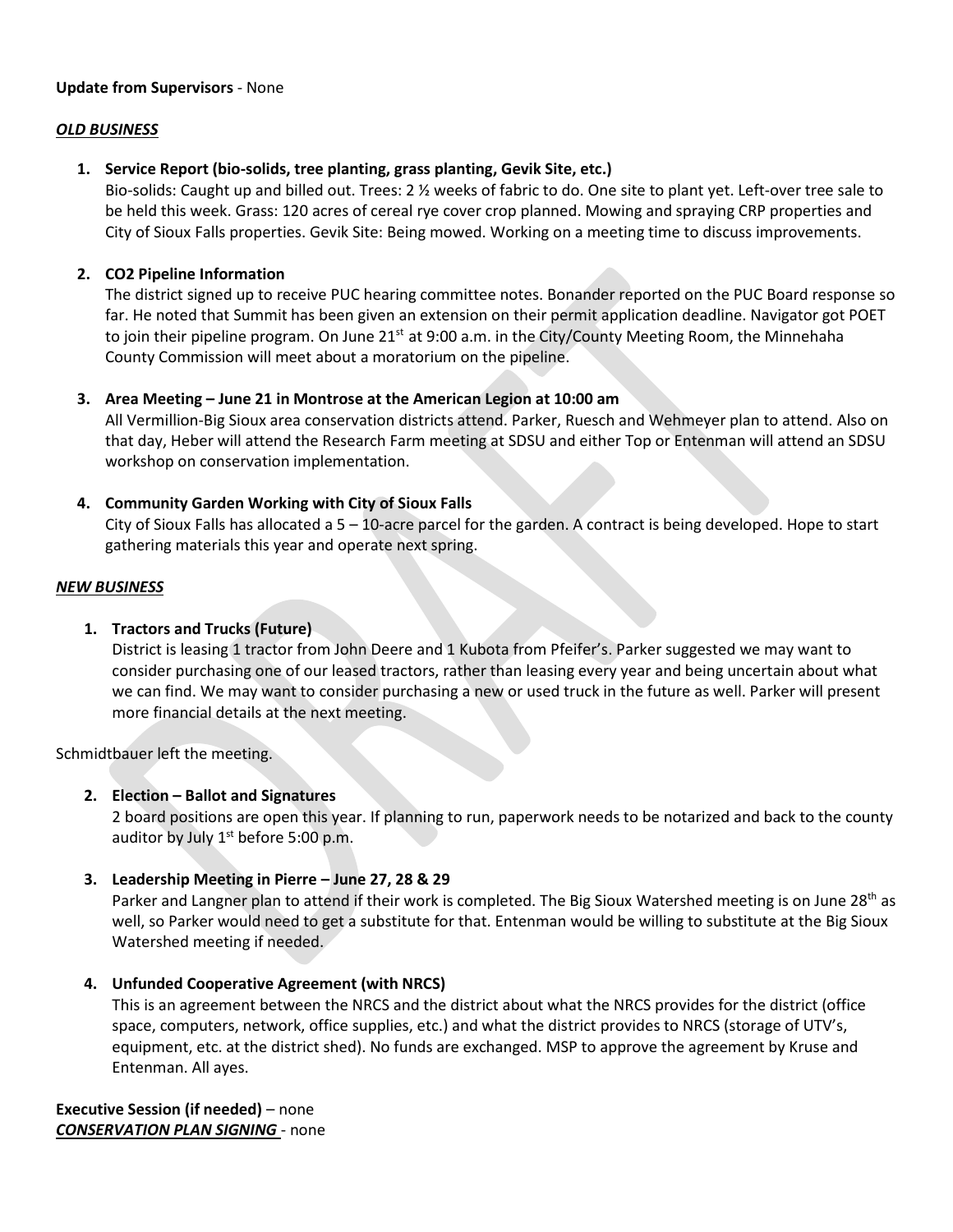**Update from Supervisors** - None

***OLD BUSINESS***

1. **Service Report (bio-solids, tree planting, grass planting, Gevik Site, etc.)**
   Bio-solids: Caught up and billed out. Trees: 2 ½ weeks of fabric to do. One site to plant yet. Left-over tree sale to be held this week. Grass: 120 acres of cereal rye cover crop planned. Mowing and spraying CRP properties and City of Sioux Falls properties. Gevik Site: Being mowed. Working on a meeting time to discuss improvements.

2. **CO2 Pipeline Information**
   The district signed up to receive PUC hearing committee notes. Bonander reported on the PUC Board response so far. He noted that Summit has been given an extension on their permit application deadline. Navigator got POET to join their pipeline program. On June 21st at 9:00 a.m. in the City/County Meeting Room, the Minnehaha County Commission will meet about a moratorium on the pipeline.

3. **Area Meeting – June 21 in Montrose at the American Legion at 10:00 am**
   All Vermillion-Big Sioux area conservation districts attend. Parker, Ruesch and Wehmeyer plan to attend. Also on that day, Heber will attend the Research Farm meeting at SDSU and either Top or Entenman will attend an SDSU workshop on conservation implementation.

4. **Community Garden Working with City of Sioux Falls**
   City of Sioux Falls has allocated a 5 – 10-acre parcel for the garden. A contract is being developed. Hope to start gathering materials this year and operate next spring.

***NEW BUSINESS***

1. **Tractors and Trucks (Future)**
   District is leasing 1 tractor from John Deere and 1 Kubota from Pfeifer's. Parker suggested we may want to consider purchasing one of our leased tractors, rather than leasing every year and being uncertain about what we can find. We may want to consider purchasing a new or used truck in the future as well. Parker will present more financial details at the next meeting.

Schmidtbauer left the meeting.

2. **Election – Ballot and Signatures**
   2 board positions are open this year. If planning to run, paperwork needs to be notarized and back to the county auditor by July 1st before 5:00 p.m.

3. **Leadership Meeting in Pierre – June 27, 28 & 29**
   Parker and Langner plan to attend if their work is completed. The Big Sioux Watershed meeting is on June 28th as well, so Parker would need to get a substitute for that. Entenman would be willing to substitute at the Big Sioux Watershed meeting if needed.

4. **Unfunded Cooperative Agreement (with NRCS)**
   This is an agreement between the NRCS and the district about what the NRCS provides for the district (office space, computers, network, office supplies, etc.) and what the district provides to NRCS (storage of UTV's, equipment, etc. at the district shed). No funds are exchanged. MSP to approve the agreement by Kruse and Entenman. All ayes.

**Executive Session (if needed)** – none
***CONSERVATION PLAN SIGNING*** - none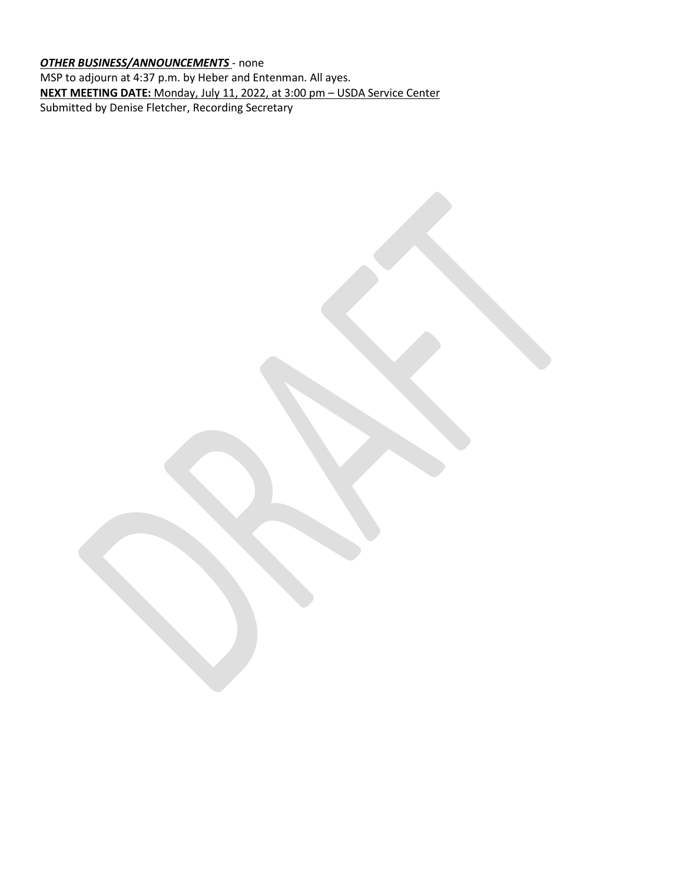***OTHER BUSINESS/ANNOUNCEMENTS*** - none

MSP to adjourn at 4:37 p.m. by Heber and Entenman. All ayes.

**NEXT MEETING DATE:** Monday, July 11, 2022, at 3:00 pm – USDA Service Center

Submitted by Denise Fletcher, Recording Secretary